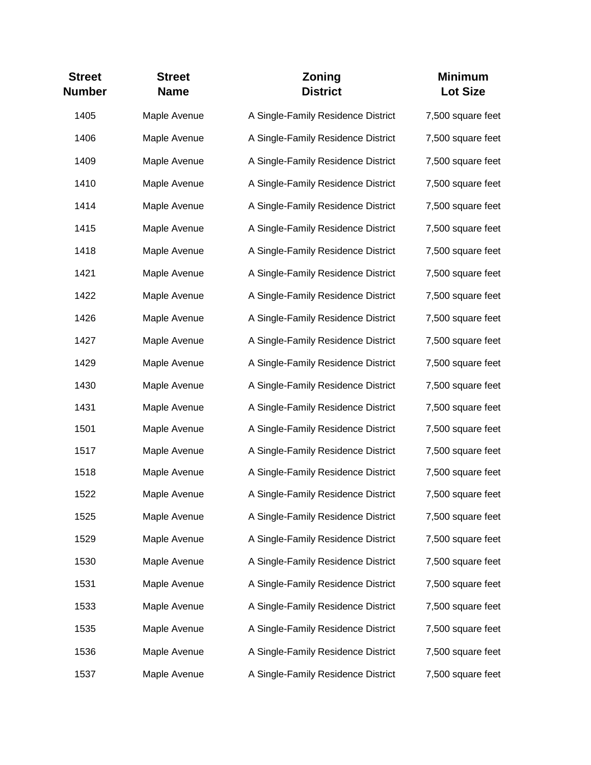| Street Number | Street Name | Zoning District | Minimum Lot Size |
|---|---|---|---|
| 1405 | Maple Avenue | A Single-Family Residence District | 7,500 square feet |
| 1406 | Maple Avenue | A Single-Family Residence District | 7,500 square feet |
| 1409 | Maple Avenue | A Single-Family Residence District | 7,500 square feet |
| 1410 | Maple Avenue | A Single-Family Residence District | 7,500 square feet |
| 1414 | Maple Avenue | A Single-Family Residence District | 7,500 square feet |
| 1415 | Maple Avenue | A Single-Family Residence District | 7,500 square feet |
| 1418 | Maple Avenue | A Single-Family Residence District | 7,500 square feet |
| 1421 | Maple Avenue | A Single-Family Residence District | 7,500 square feet |
| 1422 | Maple Avenue | A Single-Family Residence District | 7,500 square feet |
| 1426 | Maple Avenue | A Single-Family Residence District | 7,500 square feet |
| 1427 | Maple Avenue | A Single-Family Residence District | 7,500 square feet |
| 1429 | Maple Avenue | A Single-Family Residence District | 7,500 square feet |
| 1430 | Maple Avenue | A Single-Family Residence District | 7,500 square feet |
| 1431 | Maple Avenue | A Single-Family Residence District | 7,500 square feet |
| 1501 | Maple Avenue | A Single-Family Residence District | 7,500 square feet |
| 1517 | Maple Avenue | A Single-Family Residence District | 7,500 square feet |
| 1518 | Maple Avenue | A Single-Family Residence District | 7,500 square feet |
| 1522 | Maple Avenue | A Single-Family Residence District | 7,500 square feet |
| 1525 | Maple Avenue | A Single-Family Residence District | 7,500 square feet |
| 1529 | Maple Avenue | A Single-Family Residence District | 7,500 square feet |
| 1530 | Maple Avenue | A Single-Family Residence District | 7,500 square feet |
| 1531 | Maple Avenue | A Single-Family Residence District | 7,500 square feet |
| 1533 | Maple Avenue | A Single-Family Residence District | 7,500 square feet |
| 1535 | Maple Avenue | A Single-Family Residence District | 7,500 square feet |
| 1536 | Maple Avenue | A Single-Family Residence District | 7,500 square feet |
| 1537 | Maple Avenue | A Single-Family Residence District | 7,500 square feet |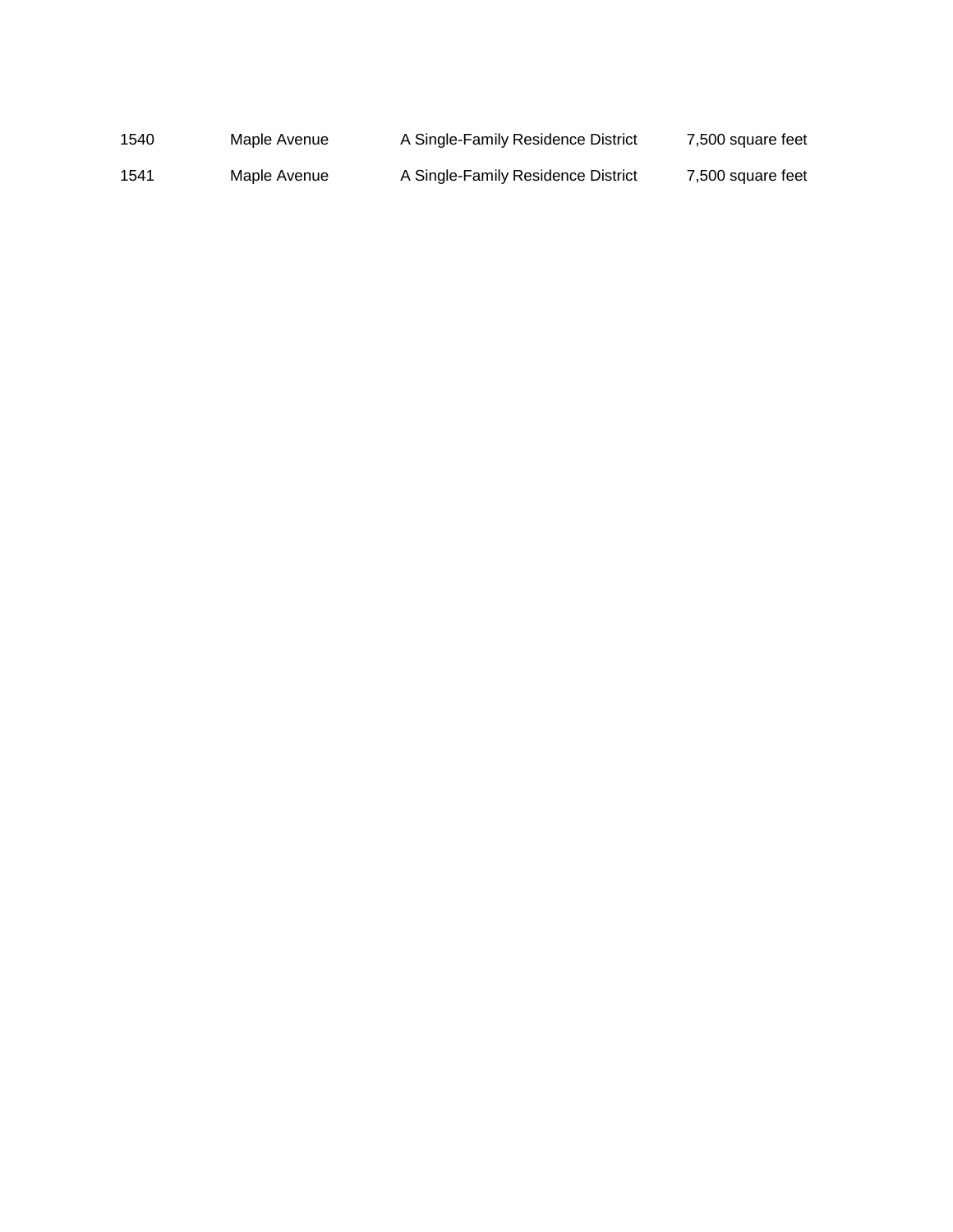| | | | |
|---|---|---|---|
| 1540 | Maple Avenue | A Single-Family Residence District | 7,500 square feet |
| 1541 | Maple Avenue | A Single-Family Residence District | 7,500 square feet |